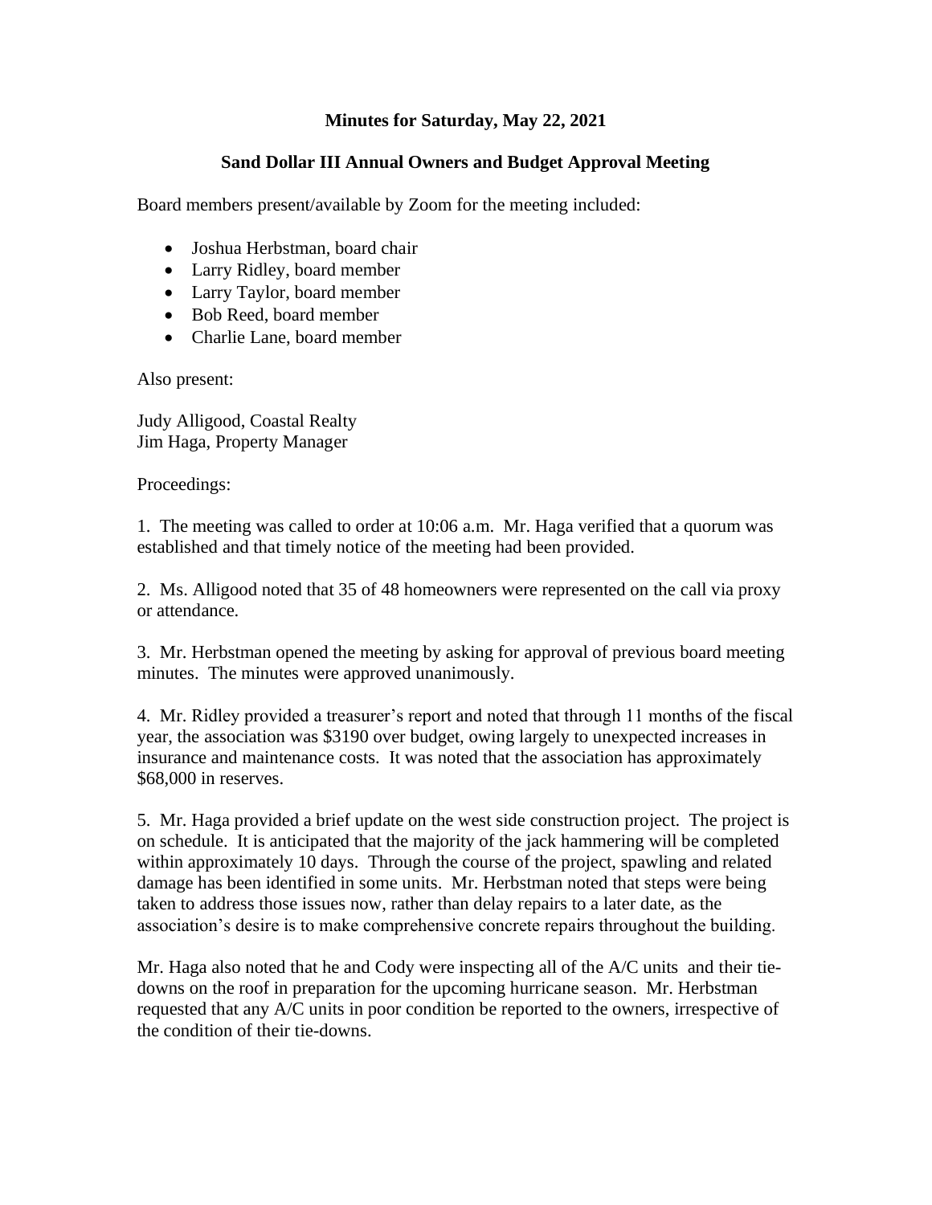**Minutes for Saturday, May 22, 2021**

**Sand Dollar III Annual Owners and Budget Approval Meeting**

Board members present/available by Zoom for the meeting included:

- Joshua Herbstman, board chair
- Larry Ridley, board member
- Larry Taylor, board member
- Bob Reed, board member
- Charlie Lane, board member

Also present:

Judy Alligood, Coastal Realty
Jim Haga, Property Manager

Proceedings:

1. The meeting was called to order at 10:06 a.m. Mr. Haga verified that a quorum was established and that timely notice of the meeting had been provided.

2. Ms. Alligood noted that 35 of 48 homeowners were represented on the call via proxy or attendance.

3. Mr. Herbstman opened the meeting by asking for approval of previous board meeting minutes. The minutes were approved unanimously.

4. Mr. Ridley provided a treasurer's report and noted that through 11 months of the fiscal year, the association was $3190 over budget, owing largely to unexpected increases in insurance and maintenance costs. It was noted that the association has approximately $68,000 in reserves.

5. Mr. Haga provided a brief update on the west side construction project. The project is on schedule. It is anticipated that the majority of the jack hammering will be completed within approximately 10 days. Through the course of the project, spawling and related damage has been identified in some units. Mr. Herbstman noted that steps were being taken to address those issues now, rather than delay repairs to a later date, as the association's desire is to make comprehensive concrete repairs throughout the building.

Mr. Haga also noted that he and Cody were inspecting all of the A/C units and their tie-downs on the roof in preparation for the upcoming hurricane season. Mr. Herbstman requested that any A/C units in poor condition be reported to the owners, irrespective of the condition of their tie-downs.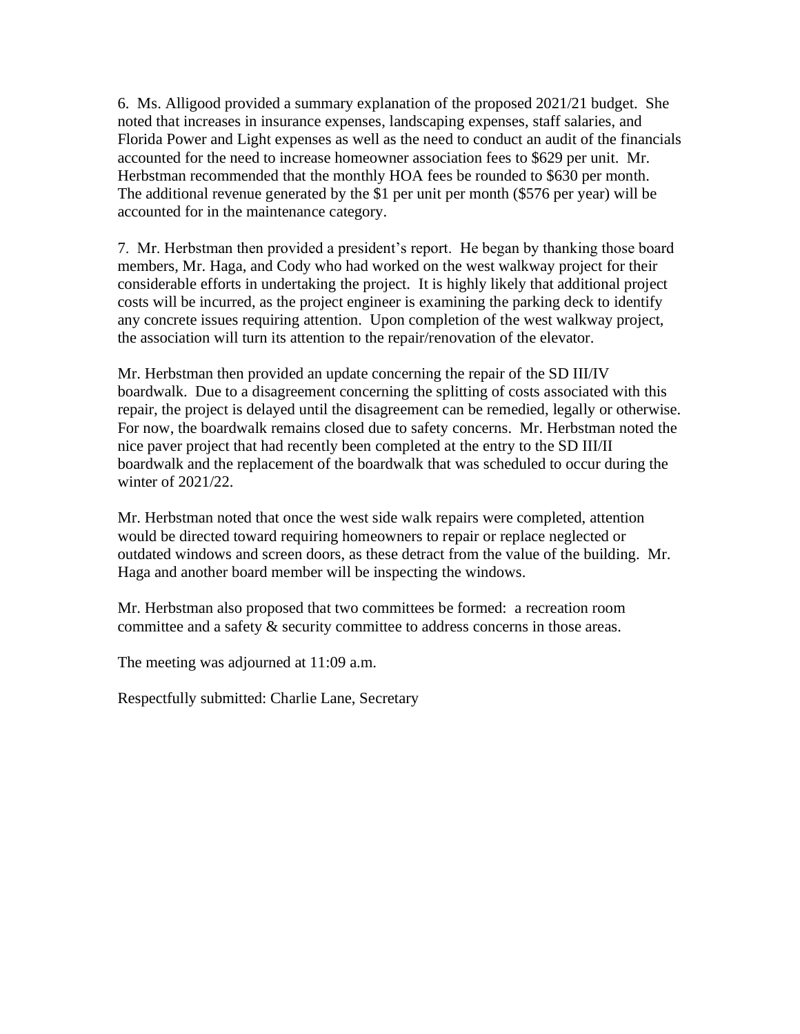6. Ms. Alligood provided a summary explanation of the proposed 2021/21 budget. She noted that increases in insurance expenses, landscaping expenses, staff salaries, and Florida Power and Light expenses as well as the need to conduct an audit of the financials accounted for the need to increase homeowner association fees to $629 per unit. Mr. Herbstman recommended that the monthly HOA fees be rounded to $630 per month. The additional revenue generated by the $1 per unit per month ($576 per year) will be accounted for in the maintenance category.

7. Mr. Herbstman then provided a president's report. He began by thanking those board members, Mr. Haga, and Cody who had worked on the west walkway project for their considerable efforts in undertaking the project. It is highly likely that additional project costs will be incurred, as the project engineer is examining the parking deck to identify any concrete issues requiring attention. Upon completion of the west walkway project, the association will turn its attention to the repair/renovation of the elevator.

Mr. Herbstman then provided an update concerning the repair of the SD III/IV boardwalk. Due to a disagreement concerning the splitting of costs associated with this repair, the project is delayed until the disagreement can be remedied, legally or otherwise. For now, the boardwalk remains closed due to safety concerns. Mr. Herbstman noted the nice paver project that had recently been completed at the entry to the SD III/II boardwalk and the replacement of the boardwalk that was scheduled to occur during the winter of 2021/22.

Mr. Herbstman noted that once the west side walk repairs were completed, attention would be directed toward requiring homeowners to repair or replace neglected or outdated windows and screen doors, as these detract from the value of the building. Mr. Haga and another board member will be inspecting the windows.

Mr. Herbstman also proposed that two committees be formed: a recreation room committee and a safety & security committee to address concerns in those areas.

The meeting was adjourned at 11:09 a.m.

Respectfully submitted: Charlie Lane, Secretary